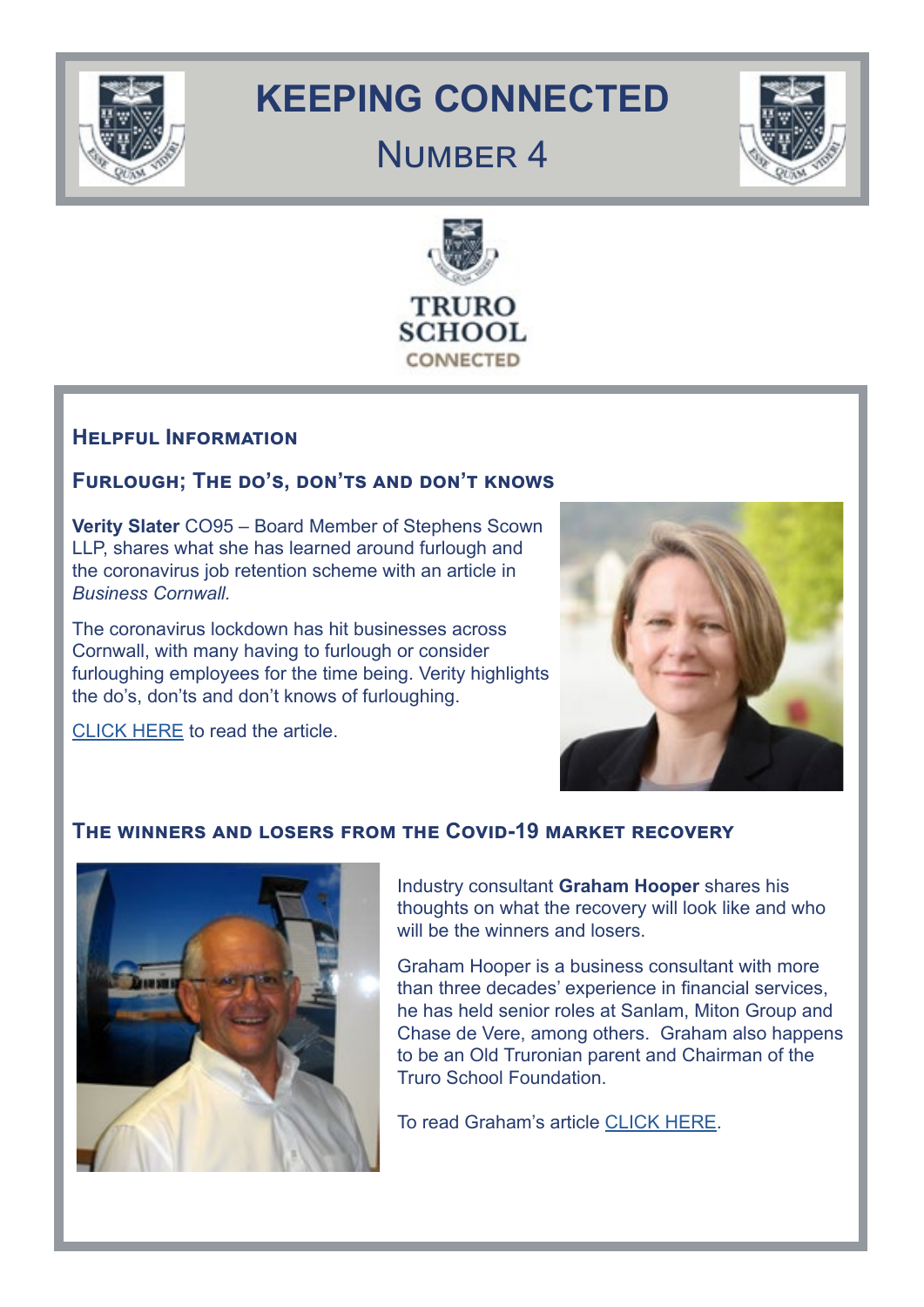# KEEPING CONNECTED

## Number 4

TRURO SCHOOL CONNECTED

### Helpful Information

### Furlough; The do's, don'ts and don't knows

**Verity Slater** CO95 – Board Member of Stephens Scown LLP, shares what she has learned around furlough and the coronavirus job retention scheme with an article in *Business Cornwall.*

The coronavirus lockdown has hit businesses across Cornwall, with many having to furlough or consider furloughing employees for the time being. Verity highlights the do's, don'ts and don't knows of furloughing.

CLICK HERE to read the article.

### The winners and losers from the Covid-19 market recovery

Industry consultant **Graham Hooper** shares his thoughts on what the recovery will look like and who will be the winners and losers.

Graham Hooper is a business consultant with more than three decades' experience in financial services, he has held senior roles at Sanlam, Miton Group and Chase de Vere, among others. Graham also happens to be an Old Truronian parent and Chairman of the Truro School Foundation.

To read Graham's article CLICK HERE.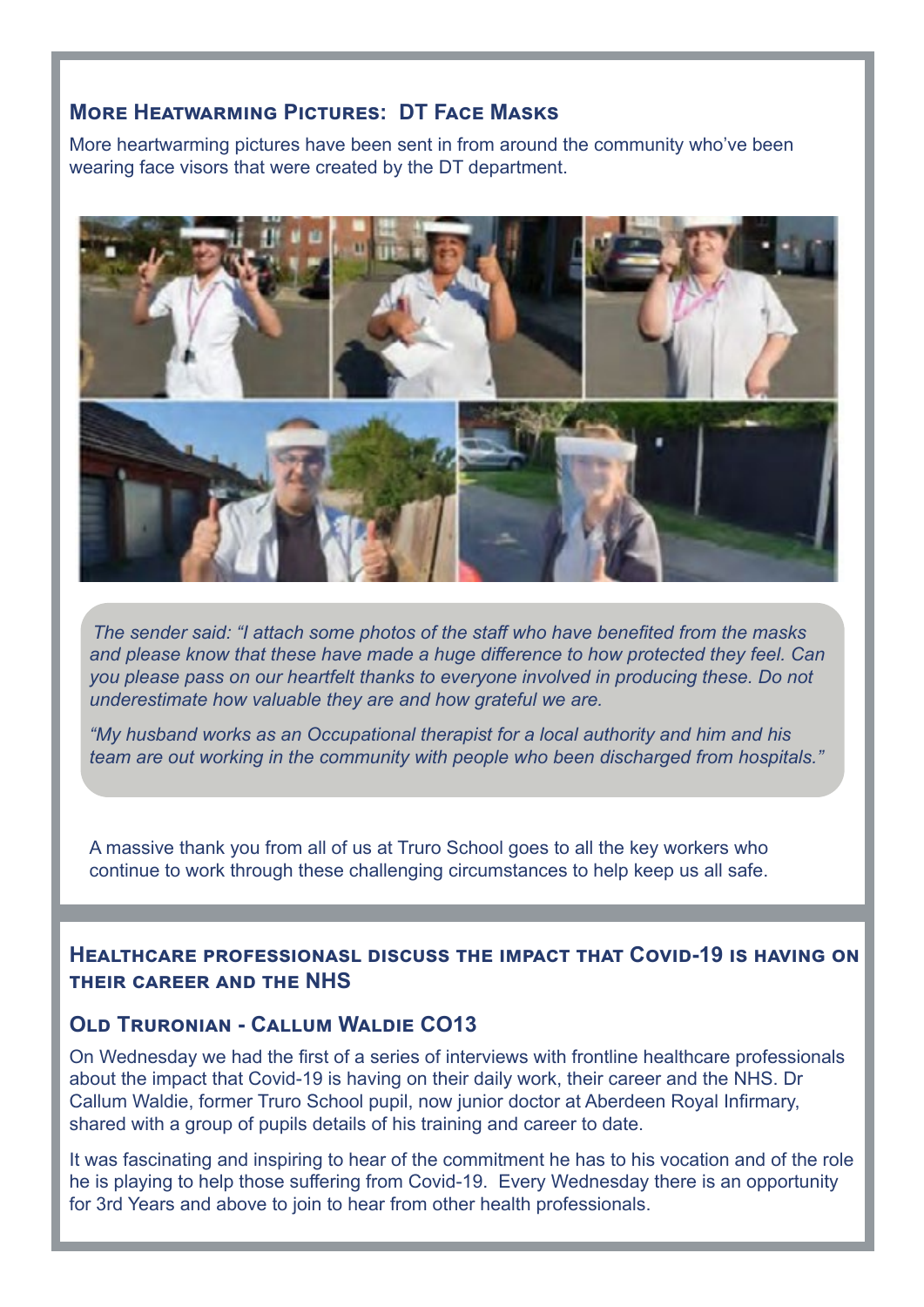## More Heatwarming Pictures: DT Face Masks

More heartwarming pictures have been sent in from around the community who've been wearing face visors that were created by the DT department.

*The sender said: "I attach some photos of the staff who have benefited from the masks and please know that these have made a huge difference to how protected they feel. Can you please pass on our heartfelt thanks to everyone involved in producing these. Do not underestimate how valuable they are and how grateful we are.*

*"My husband works as an Occupational therapist for a local authority and him and his team are out working in the community with people who been discharged from hospitals."*

A massive thank you from all of us at Truro School goes to all the key workers who continue to work through these challenging circumstances to help keep us all safe.

## Healthcare professionasl discuss the impact that Covid-19 is having on their career and the NHS

### Old Truronian - Callum Waldie CO13

On Wednesday we had the first of a series of interviews with frontline healthcare professionals about the impact that Covid-19 is having on their daily work, their career and the NHS. Dr Callum Waldie, former Truro School pupil, now junior doctor at Aberdeen Royal Infirmary, shared with a group of pupils details of his training and career to date.

It was fascinating and inspiring to hear of the commitment he has to his vocation and of the role he is playing to help those suffering from Covid-19. Every Wednesday there is an opportunity for 3rd Years and above to join to hear from other health professionals.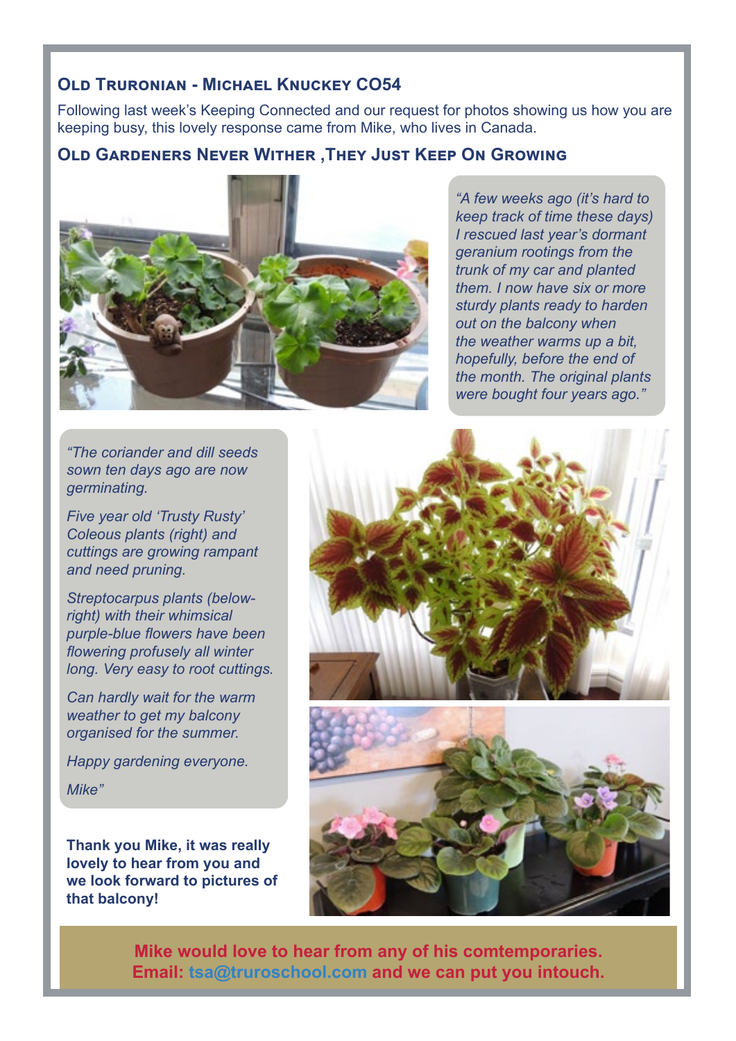## Old Truronian - Michael Knuckey CO54

Following last week's Keeping Connected and our request for photos showing us how you are keeping busy, this lovely response came from Mike, who lives in Canada.

## Old Gardeners Never Wither ,They Just Keep On Growing

*"A few weeks ago (it's hard to keep track of time these days) I rescued last year's dormant geranium rootings from the trunk of my car and planted them. I now have six or more sturdy plants ready to harden out on the balcony when the weather warms up a bit, hopefully, before the end of the month. The original plants were bought four years ago."*

*"The coriander and dill seeds sown ten days ago are now germinating.*

*Five year old 'Trusty Rusty' Coleous plants (right) and cuttings are growing rampant and need pruning.*

*Streptocarpus plants (below-right) with their whimsical purple-blue flowers have been flowering profusely all winter long. Very easy to root cuttings.*

*Can hardly wait for the warm weather to get my balcony organised for the summer.*

*Happy gardening everyone.*

*Mike"*

**Thank you Mike, it was really lovely to hear from you and we look forward to pictures of that balcony!**

**Mike would love to hear from any of his comtemporaries. Email: tsa@truroschool.com and we can put you intouch.**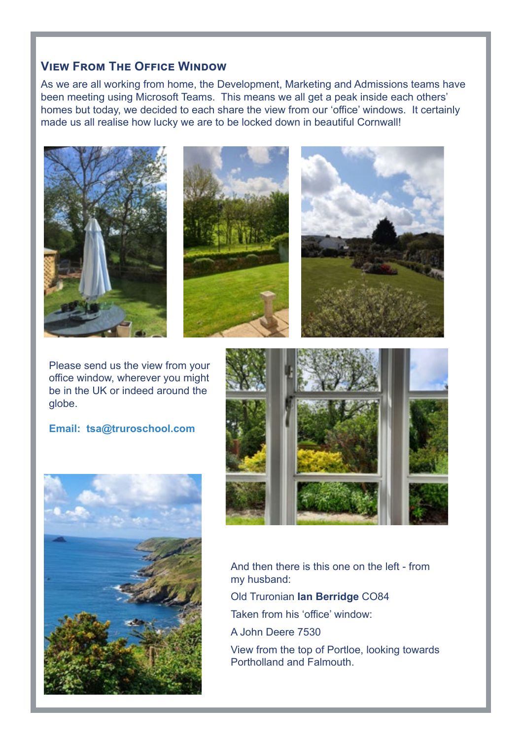## View From The Office Window

As we are all working from home, the Development, Marketing and Admissions teams have been meeting using Microsoft Teams. This means we all get a peak inside each others' homes but today, we decided to each share the view from our 'office' windows. It certainly made us all realise how lucky we are to be locked down in beautiful Cornwall!

Please send us the view from your office window, wherever you might be in the UK or indeed around the globe.

**Email: tsa@truroschool.com**

And then there is this one on the left - from my husband:

Old Truronian **Ian Berridge** CO84

Taken from his 'office' window:

A John Deere 7530

View from the top of Portloe, looking towards Portholland and Falmouth.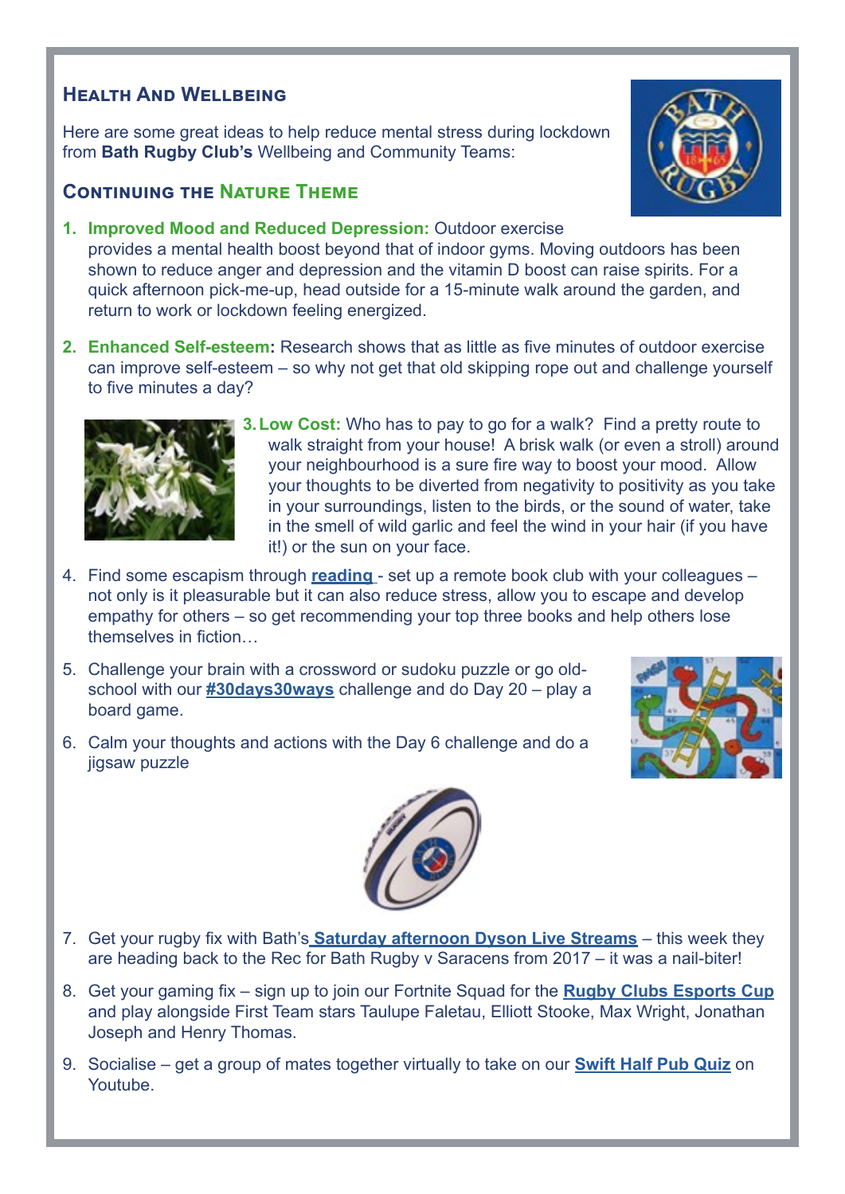## Health And Wellbeing

Here are some great ideas to help reduce mental stress during lockdown from **Bath Rugby Club's** Wellbeing and Community Teams:

### Continuing the Nature Theme

1. **Improved Mood and Reduced Depression:** Outdoor exercise provides a mental health boost beyond that of indoor gyms. Moving outdoors has been shown to reduce anger and depression and the vitamin D boost can raise spirits. For a quick afternoon pick-me-up, head outside for a 15-minute walk around the garden, and return to work or lockdown feeling energized.

2. **Enhanced Self-esteem:** Research shows that as little as five minutes of outdoor exercise can improve self-esteem – so why not get that old skipping rope out and challenge yourself to five minutes a day?

3. **Low Cost:** Who has to pay to go for a walk? Find a pretty route to walk straight from your house! A brisk walk (or even a stroll) around your neighbourhood is a sure fire way to boost your mood. Allow your thoughts to be diverted from negativity to positivity as you take in your surroundings, listen to the birds, or the sound of water, take in the smell of wild garlic and feel the wind in your hair (if you have it!) or the sun on your face.

4. Find some escapism through **reading** - set up a remote book club with your colleagues – not only is it pleasurable but it can also reduce stress, allow you to escape and develop empathy for others – so get recommending your top three books and help others lose themselves in fiction…

5. Challenge your brain with a crossword or sudoku puzzle or go old-school with our **#30days30ways** challenge and do Day 20 – play a board game.

6. Calm your thoughts and actions with the Day 6 challenge and do a jigsaw puzzle

7. Get your rugby fix with Bath's **Saturday afternoon Dyson Live Streams** – this week they are heading back to the Rec for Bath Rugby v Saracens from 2017 – it was a nail-biter!

8. Get your gaming fix – sign up to join our Fortnite Squad for the **Rugby Clubs Esports Cup** and play alongside First Team stars Taulupe Faletau, Elliott Stooke, Max Wright, Jonathan Joseph and Henry Thomas.

9. Socialise – get a group of mates together virtually to take on our **Swift Half Pub Quiz** on Youtube.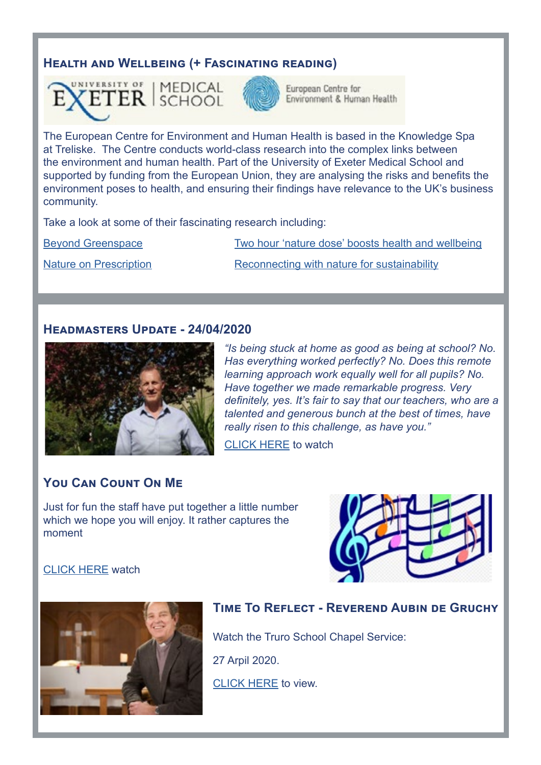## Health and Wellbeing (+ Fascinating reading)

The European Centre for Environment and Human Health is based in the Knowledge Spa at Treliske. The Centre conducts world-class research into the complex links between the environment and human health. Part of the University of Exeter Medical School and supported by funding from the European Union, they are analysing the risks and benefits the environment poses to health, and ensuring their findings have relevance to the UK's business community.

Take a look at some of their fascinating research including:

- Beyond Greenspace
- Two hour 'nature dose' boosts health and wellbeing
- Nature on Prescription
- Reconnecting with nature for sustainability

## Headmasters Update - 24/04/2020

*"Is being stuck at home as good as being at school? No. Has everything worked perfectly? No. Does this remote learning approach work equally well for all pupils? No. Have together we made remarkable progress. Very definitely, yes. It's fair to say that our teachers, who are a talented and generous bunch at the best of times, have really risen to this challenge, as have you."*

CLICK HERE to watch

## You Can Count On Me

Just for fun the staff have put together a little number which we hope you will enjoy. It rather captures the moment

CLICK HERE watch

## Time To Reflect - Reverend Aubin de Gruchy

Watch the Truro School Chapel Service:

27 Arpil 2020.

CLICK HERE to view.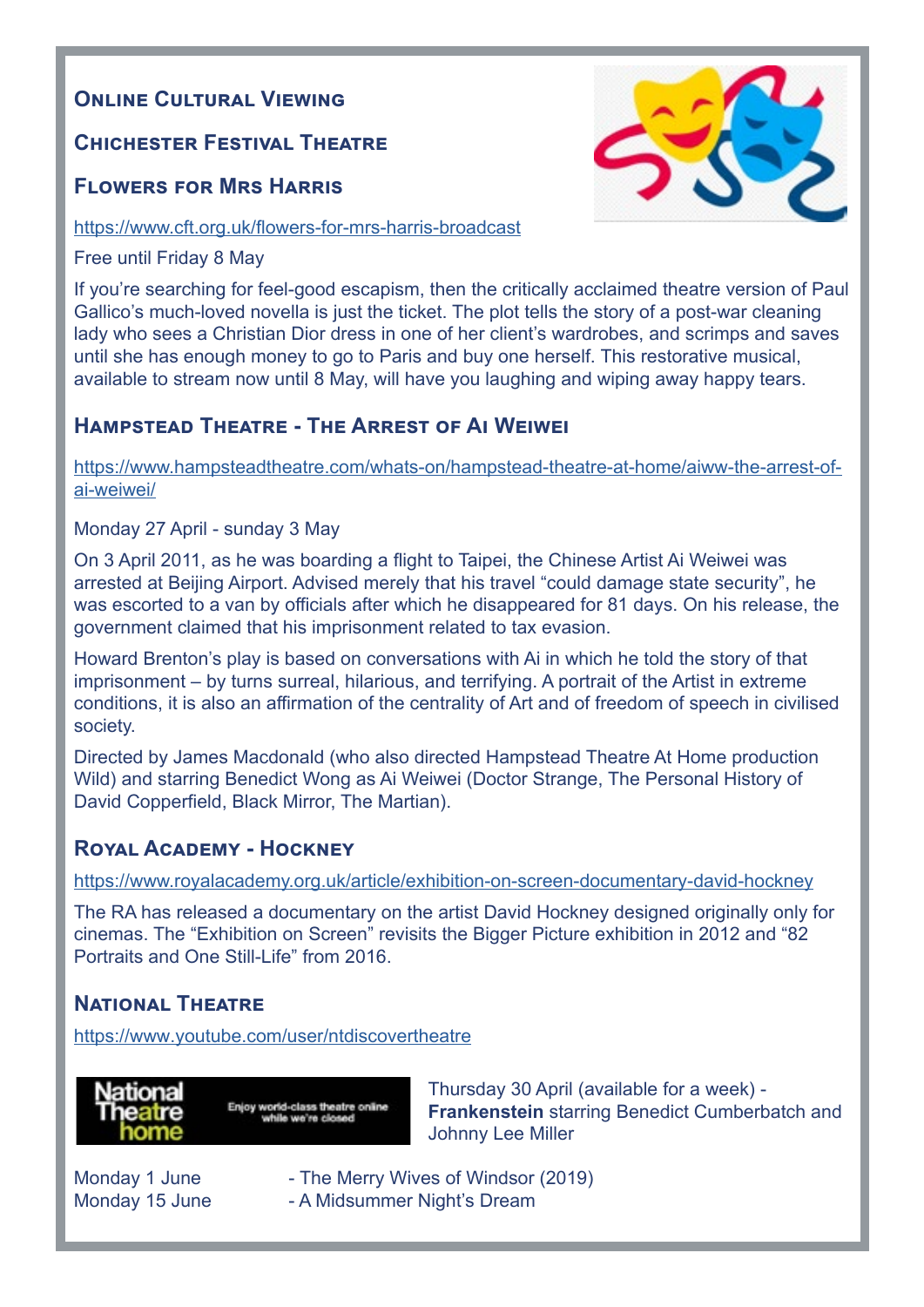## Online Cultural Viewing

## Chichester Festival Theatre

### Flowers for Mrs Harris

https://www.cft.org.uk/flowers-for-mrs-harris-broadcast

Free until Friday 8 May

If you're searching for feel-good escapism, then the critically acclaimed theatre version of Paul Gallico's much-loved novella is just the ticket. The plot tells the story of a post-war cleaning lady who sees a Christian Dior dress in one of her client's wardrobes, and scrimps and saves until she has enough money to go to Paris and buy one herself. This restorative musical, available to stream now until 8 May, will have you laughing and wiping away happy tears.

## Hampstead Theatre - The Arrest of Ai Weiwei

https://www.hampsteadtheatre.com/whats-on/hampstead-theatre-at-home/aiww-the-arrest-of-ai-weiwei/

Monday 27 April - sunday 3 May

On 3 April 2011, as he was boarding a flight to Taipei, the Chinese Artist Ai Weiwei was arrested at Beijing Airport. Advised merely that his travel "could damage state security", he was escorted to a van by officials after which he disappeared for 81 days. On his release, the government claimed that his imprisonment related to tax evasion.

Howard Brenton's play is based on conversations with Ai in which he told the story of that imprisonment – by turns surreal, hilarious, and terrifying. A portrait of the Artist in extreme conditions, it is also an affirmation of the centrality of Art and of freedom of speech in civilised society.

Directed by James Macdonald (who also directed Hampstead Theatre At Home production Wild) and starring Benedict Wong as Ai Weiwei (Doctor Strange, The Personal History of David Copperfield, Black Mirror, The Martian).

## Royal Academy - Hockney

https://www.royalacademy.org.uk/article/exhibition-on-screen-documentary-david-hockney

The RA has released a documentary on the artist David Hockney designed originally only for cinemas. The "Exhibition on Screen" revisits the Bigger Picture exhibition in 2012 and "82 Portraits and One Still-Life" from 2016.

## National Theatre

https://www.youtube.com/user/ntdiscovertheatre

National Theatre home — Enjoy world-class theatre online while we're closed

Thursday 30 April (available for a week) - **Frankenstein** starring Benedict Cumberbatch and Johnny Lee Miller

Monday 1 June - The Merry Wives of Windsor (2019)
Monday 15 June - A Midsummer Night's Dream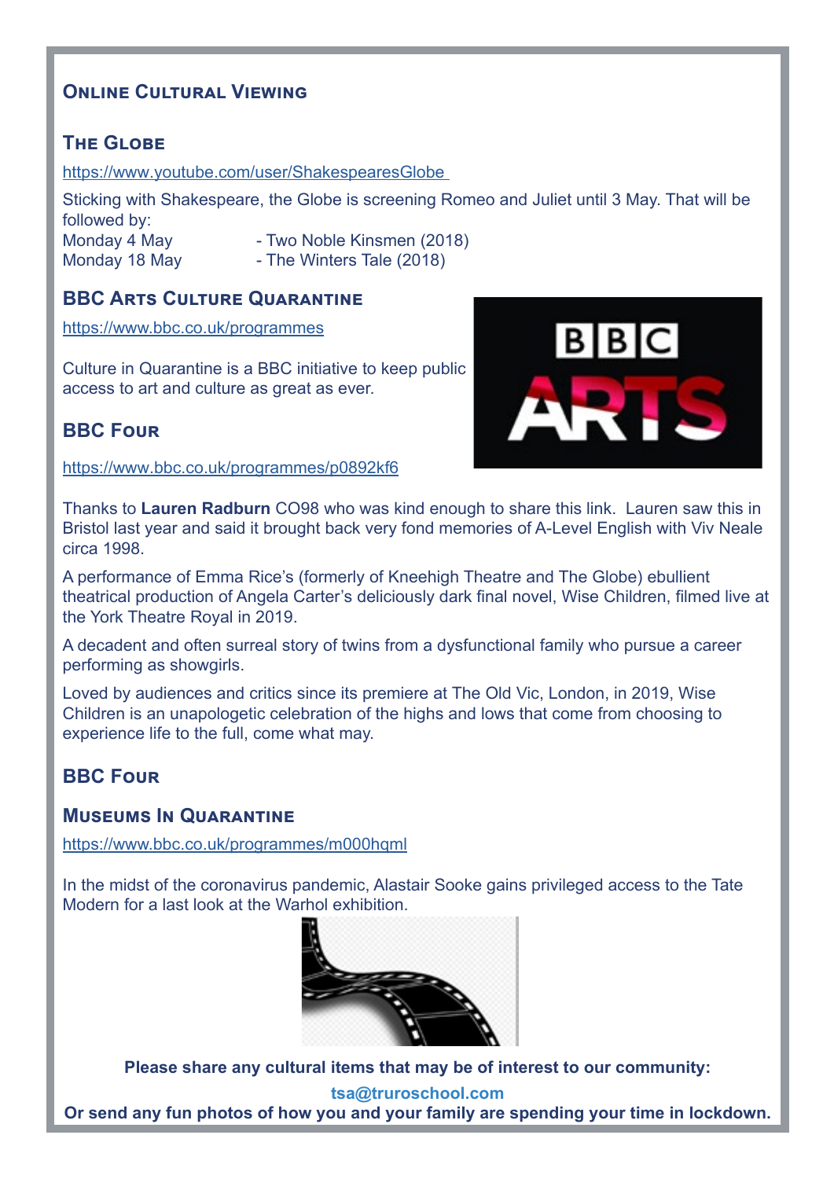## Online Cultural Viewing

### The Globe

https://www.youtube.com/user/ShakespearesGlobe

Sticking with Shakespeare, the Globe is screening Romeo and Juliet until 3 May. That will be followed by:

Monday 4 May - Two Noble Kinsmen (2018)
Monday 18 May - The Winters Tale (2018)

### BBC Arts Culture Quarantine

https://www.bbc.co.uk/programmes

Culture in Quarantine is a BBC initiative to keep public access to art and culture as great as ever.

### BBC Four

https://www.bbc.co.uk/programmes/p0892kf6

Thanks to **Lauren Radburn** CO98 who was kind enough to share this link. Lauren saw this in Bristol last year and said it brought back very fond memories of A-Level English with Viv Neale circa 1998.

A performance of Emma Rice's (formerly of Kneehigh Theatre and The Globe) ebullient theatrical production of Angela Carter's deliciously dark final novel, Wise Children, filmed live at the York Theatre Royal in 2019.

A decadent and often surreal story of twins from a dysfunctional family who pursue a career performing as showgirls.

Loved by audiences and critics since its premiere at The Old Vic, London, in 2019, Wise Children is an unapologetic celebration of the highs and lows that come from choosing to experience life to the full, come what may.

### BBC Four

### Museums In Quarantine

https://www.bbc.co.uk/programmes/m000hqml

In the midst of the coronavirus pandemic, Alastair Sooke gains privileged access to the Tate Modern for a last look at the Warhol exhibition.

**Please share any cultural items that may be of interest to our community:**

**tsa@truroschool.com**

**Or send any fun photos of how you and your family are spending your time in lockdown.**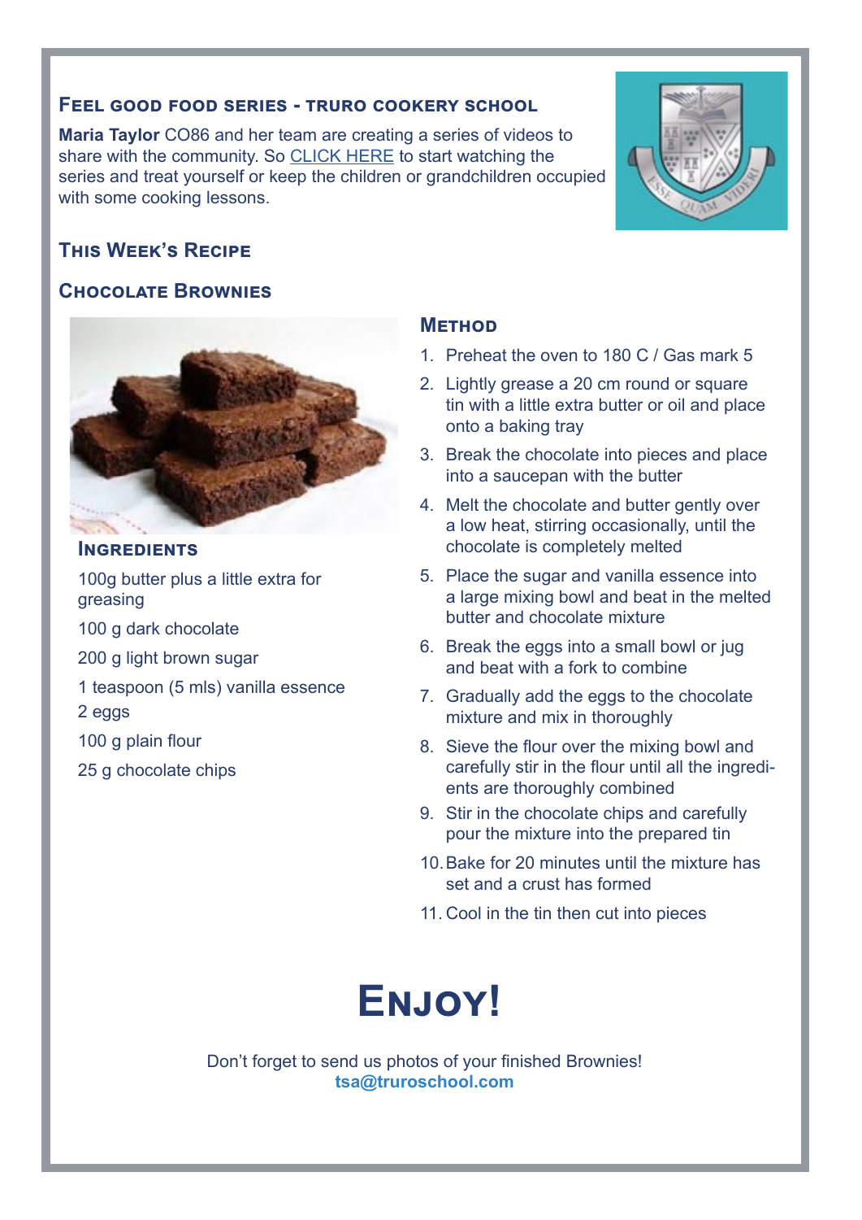## Feel good food series - Truro Cookery School

**Maria Taylor** CO86 and her team are creating a series of videos to share with the community. So CLICK HERE to start watching the series and treat yourself or keep the children or grandchildren occupied with some cooking lessons.

## This Week's Recipe

## Chocolate Brownies

### Ingredients

100g butter plus a little extra for greasing

100 g dark chocolate

200 g light brown sugar

1 teaspoon (5 mls) vanilla essence

2 eggs

100 g plain flour

25 g chocolate chips

### Method

1. Preheat the oven to 180 C / Gas mark 5
2. Lightly grease a 20 cm round or square tin with a little extra butter or oil and place onto a baking tray
3. Break the chocolate into pieces and place into a saucepan with the butter
4. Melt the chocolate and butter gently over a low heat, stirring occasionally, until the chocolate is completely melted
5. Place the sugar and vanilla essence into a large mixing bowl and beat in the melted butter and chocolate mixture
6. Break the eggs into a small bowl or jug and beat with a fork to combine
7. Gradually add the eggs to the chocolate mixture and mix in thoroughly
8. Sieve the flour over the mixing bowl and carefully stir in the flour until all the ingredients are thoroughly combined
9. Stir in the chocolate chips and carefully pour the mixture into the prepared tin
10. Bake for 20 minutes until the mixture has set and a crust has formed
11. Cool in the tin then cut into pieces

# Enjoy!

Don't forget to send us photos of your finished Brownies!
**tsa@truroschool.com**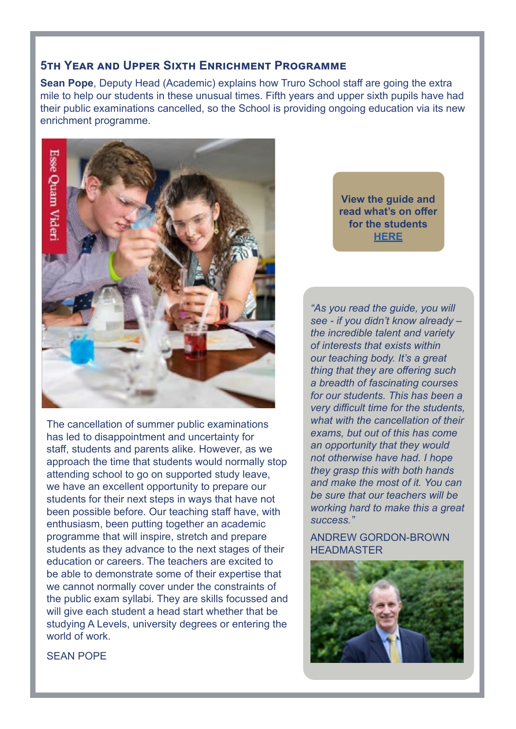## 5th Year and Upper Sixth Enrichment Programme

**Sean Pope**, Deputy Head (Academic) explains how Truro School staff are going the extra mile to help our students in these unusual times. Fifth years and upper sixth pupils have had their public examinations cancelled, so the School is providing ongoing education via its new enrichment programme.

The cancellation of summer public examinations has led to disappointment and uncertainty for staff, students and parents alike. However, as we approach the time that students would normally stop attending school to go on supported study leave, we have an excellent opportunity to prepare our students for their next steps in ways that have not been possible before. Our teaching staff have, with enthusiasm, been putting together an academic programme that will inspire, stretch and prepare students as they advance to the next stages of their education or careers. The teachers are excited to be able to demonstrate some of their expertise that we cannot normally cover under the constraints of the public exam syllabi. They are skills focussed and will give each student a head start whether that be studying A Levels, university degrees or entering the world of work.

SEAN POPE

**View the guide and read what's on offer for the students HERE**

*"As you read the guide, you will see - if you didn't know already – the incredible talent and variety of interests that exists within our teaching body. It's a great thing that they are offering such a breadth of fascinating courses for our students. This has been a very difficult time for the students, what with the cancellation of their exams, but out of this has come an opportunity that they would not otherwise have had. I hope they grasp this with both hands and make the most of it. You can be sure that our teachers will be working hard to make this a great success."*

ANDREW GORDON-BROWN
HEADMASTER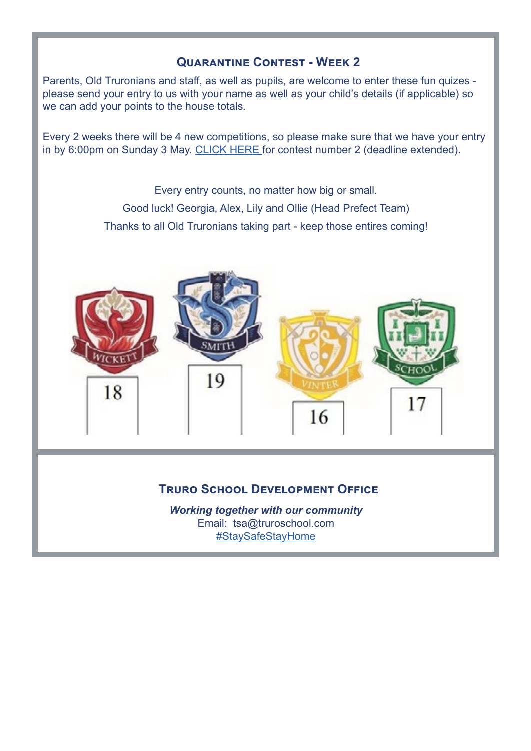## Quarantine Contest - Week 2

Parents, Old Truronians and staff, as well as pupils, are welcome to enter these fun quizes - please send your entry to us with your name as well as your child's details (if applicable) so we can add your points to the house totals.

Every 2 weeks there will be 4 new competitions, so please make sure that we have your entry in by 6:00pm on Sunday 3 May. CLICK HERE for contest number 2 (deadline extended).

Every entry counts, no matter how big or small.

Good luck! Georgia, Alex, Lily and Ollie (Head Prefect Team)

Thanks to all Old Truronians taking part - keep those entires coming!

WICKETT 18

SMITH 19

VINTER 16

SCHOOL 17

## Truro School Development Office

***Working together with our community***

Email: tsa@truroschool.com

#StaySafeStayHome